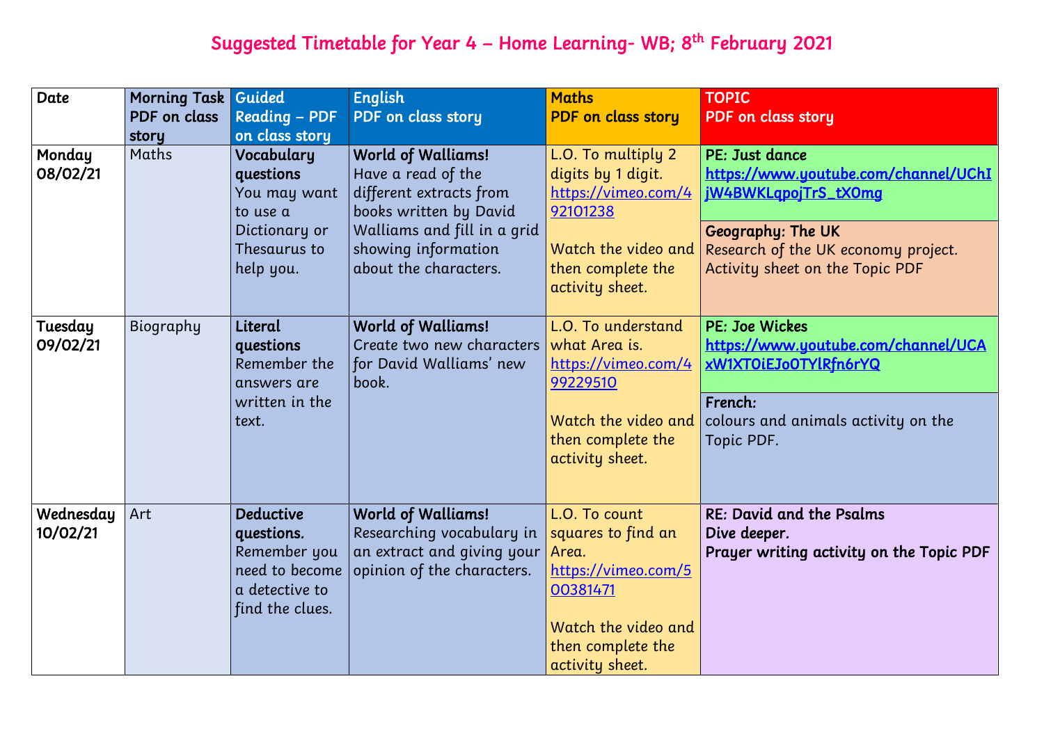# Suggested Timetable for Year 4 – Home Learning- WB; 8th February 2021

| Date | Morning Task PDF on class story | Guided Reading – PDF on class story | English PDF on class story | Maths PDF on class story | TOPIC PDF on class story |
|---|---|---|---|---|---|
| Monday 08/02/21 | Maths | **Vocabulary questions** You may want to use a Dictionary or Thesaurus to help you. | **World of Walliams!** Have a read of the different extracts from books written by David Walliams and fill in a grid showing information about the characters. | L.O. To multiply 2 digits by 1 digit. https://vimeo.com/492101238 Watch the video and then complete the activity sheet. | **PE: Just dance** https://www.youtube.com/channel/UChIjW4BWKLqpojTrS_tX0mg **Geography: The UK** Research of the UK economy project. Activity sheet on the Topic PDF |
| Tuesday 09/02/21 | Biography | **Literal questions** Remember the answers are written in the text. | **World of Walliams!** Create two new characters for David Walliams' new book. | L.O. To understand what Area is. https://vimeo.com/499229510 Watch the video and then complete the activity sheet. | **PE: Joe Wickes** https://www.youtube.com/channel/UCAxW1XT0iEJo0TYlRfn6rYQ **French:** colours and animals activity on the Topic PDF. |
| Wednesday 10/02/21 | Art | **Deductive questions.** Remember you need to become a detective to find the clues. | **World of Walliams!** Researching vocabulary in an extract and giving your opinion of the characters. | L.O. To count squares to find an Area. https://vimeo.com/500381471 Watch the video and then complete the activity sheet. | **RE: David and the Psalms** **Dive deeper.** **Prayer writing activity on the Topic PDF** |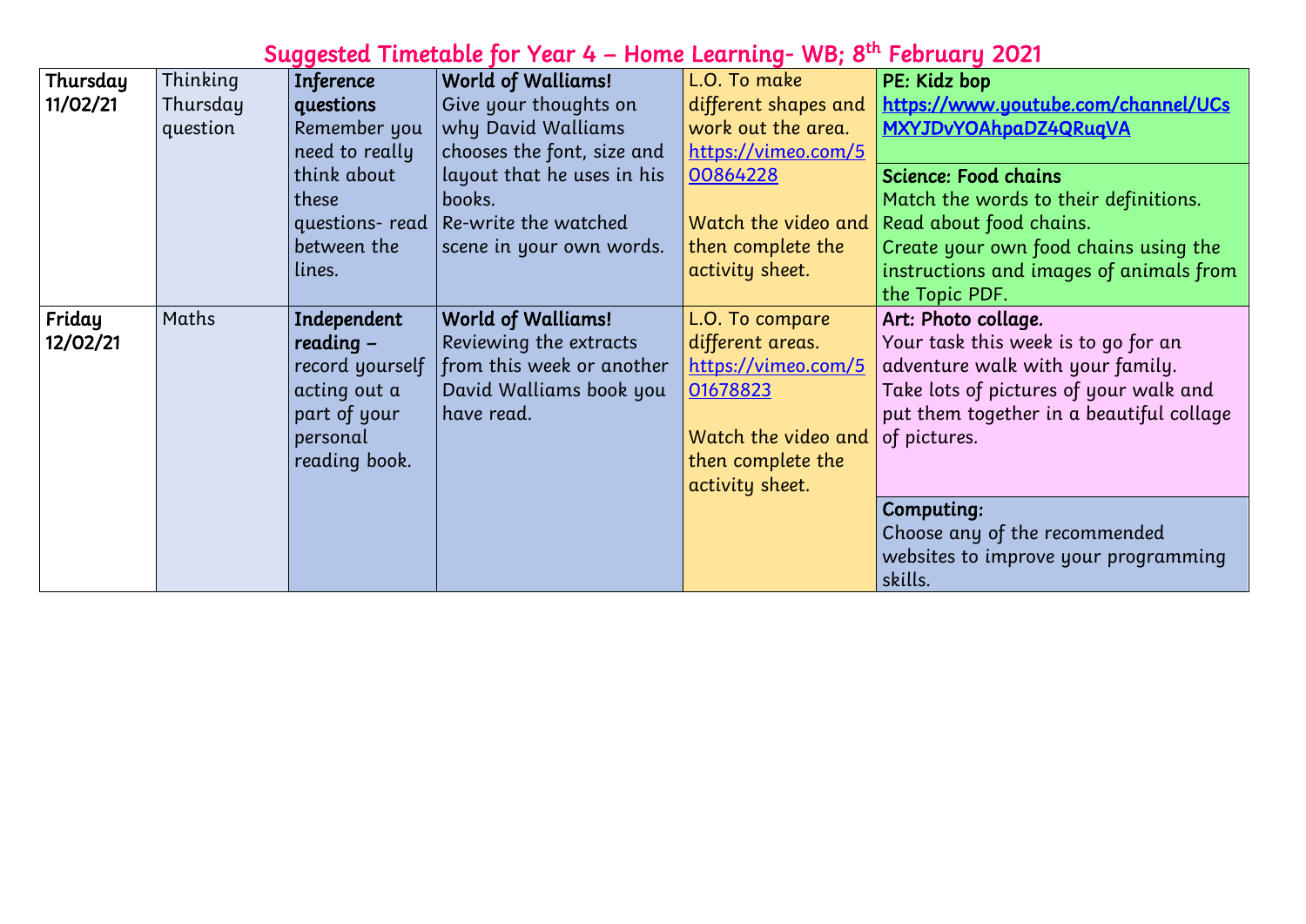# Suggested Timetable for Year 4 – Home Learning- WB; 8th February 2021

| | | | | | |
|---|---|---|---|---|---|
| **Thursday 11/02/21** | Thinking Thursday question | **Inference questions** Remember you need to really think about these questions- read between the lines. | **World of Walliams!** Give your thoughts on why David Walliams chooses the font, size and layout that he uses in his books. Re-write the watched scene in your own words. | L.O. To make different shapes and work out the area. https://vimeo.com/500864228 Watch the video and then complete the activity sheet. | **PE: Kidz bop** https://www.youtube.com/channel/UCsMXYJDvYOAhpaDZ4QRuqVA **Science: Food chains** Match the words to their definitions. Read about food chains. Create your own food chains using the instructions and images of animals from the Topic PDF. |
| **Friday 12/02/21** | Maths | **Independent reading** – record yourself acting out a part of your personal reading book. | **World of Walliams!** Reviewing the extracts from this week or another David Walliams book you have read. | L.O. To compare different areas. https://vimeo.com/501678823 Watch the video and then complete the activity sheet. | **Art: Photo collage.** Your task this week is to go for an adventure walk with your family. Take lots of pictures of your walk and put them together in a beautiful collage of pictures. **Computing:** Choose any of the recommended websites to improve your programming skills. |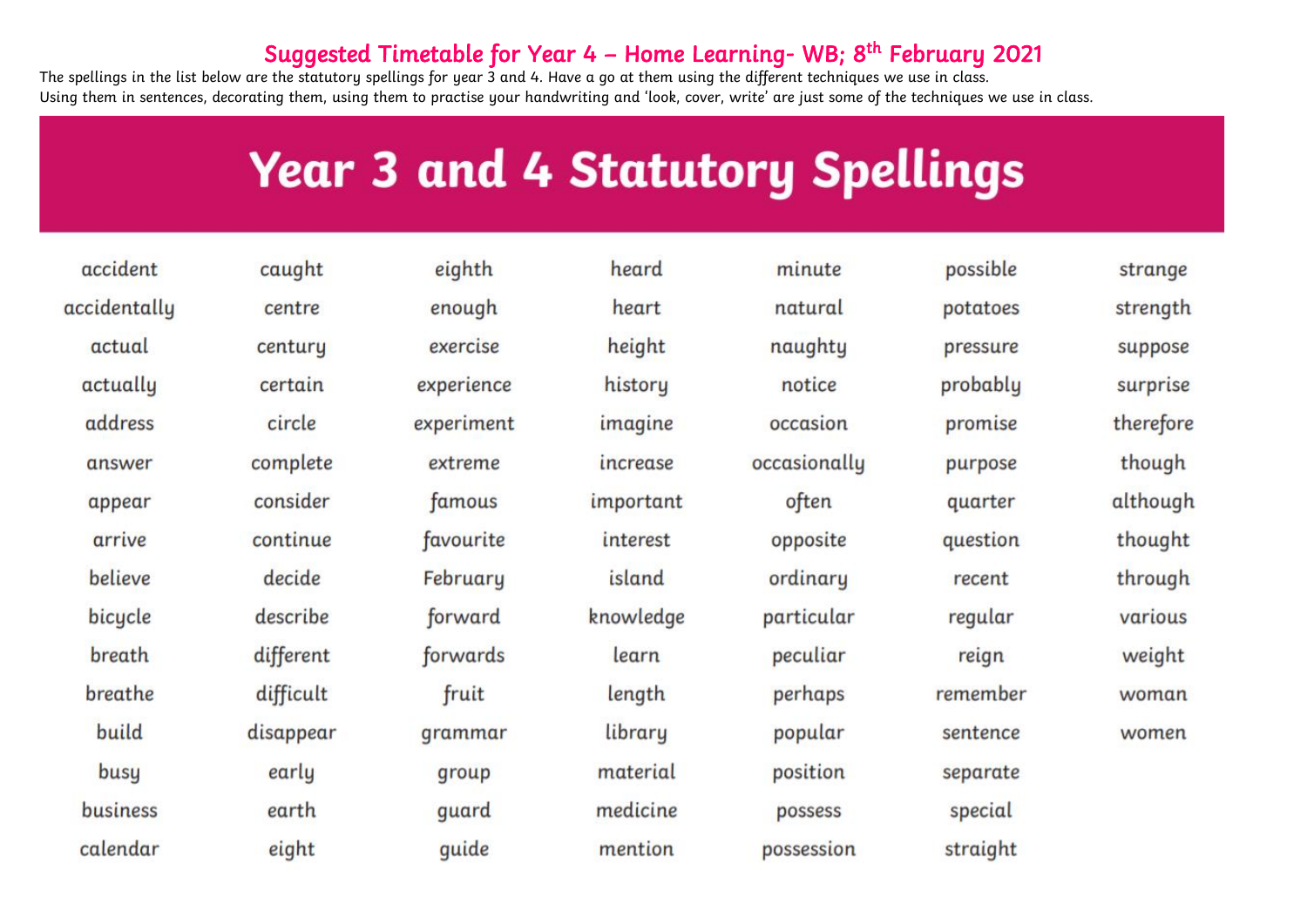# Suggested Timetable for Year 4 – Home Learning- WB; 8th February 2021

The spellings in the list below are the statutory spellings for year 3 and 4. Have a go at them using the different techniques we use in class.
Using them in sentences, decorating them, using them to practise your handwriting and 'look, cover, write' are just some of the techniques we use in class.

## Year 3 and 4 Statutory Spellings

| | | | | | | |
|---|---|---|---|---|---|---|
| accident | caught | eighth | heard | minute | possible | strange |
| accidentally | centre | enough | heart | natural | potatoes | strength |
| actual | century | exercise | height | naughty | pressure | suppose |
| actually | certain | experience | history | notice | probably | surprise |
| address | circle | experiment | imagine | occasion | promise | therefore |
| answer | complete | extreme | increase | occasionally | purpose | though |
| appear | consider | famous | important | often | quarter | although |
| arrive | continue | favourite | interest | opposite | question | thought |
| believe | decide | February | island | ordinary | recent | through |
| bicycle | describe | forward | knowledge | particular | regular | various |
| breath | different | forwards | learn | peculiar | reign | weight |
| breathe | difficult | fruit | length | perhaps | remember | woman |
| build | disappear | grammar | library | popular | sentence | women |
| busy | early | group | material | position | separate | |
| business | earth | guard | medicine | possess | special | |
| calendar | eight | guide | mention | possession | straight | |